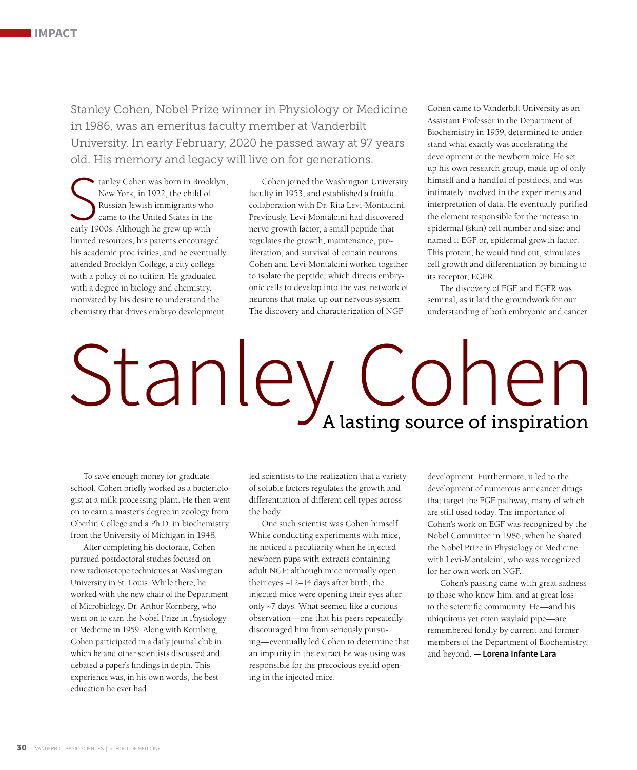# Stanley Cohen

## A lasting source of inspiration

Stanley Cohen, Nobel Prize winner in Physiology or Medicine in 1986, was an emeritus faculty member at Vanderbilt University. In early February, 2020 he passed away at 97 years old. His memory and legacy will live on for generations.

Stanley Cohen was born in Brooklyn, New York, in 1922, the child of Russian Jewish immigrants who came to the United States in the early 1900s. Although he grew up with limited resources, his parents encouraged his academic proclivities, and he eventually attended Brooklyn College, a city college with a policy of no tuition. He graduated with a degree in biology and chemistry, motivated by his desire to understand the chemistry that drives embryo development.

To save enough money for graduate school, Cohen briefly worked as a bacteriologist at a milk processing plant. He then went on to earn a master's degree in zoology from Oberlin College and a Ph.D. in biochemistry from the University of Michigan in 1948.

After completing his doctorate, Cohen pursued postdoctoral studies focused on new radioisotope techniques at Washington University in St. Louis. While there, he worked with the new chair of the Department of Microbiology, Dr. Arthur Kornberg, who went on to earn the Nobel Prize in Physiology or Medicine in 1959. Along with Kornberg, Cohen participated in a daily journal club in which he and other scientists discussed and debated a paper's findings in depth. This experience was, in his own words, the best education he ever had.

Cohen joined the Washington University faculty in 1953, and established a fruitful collaboration with Dr. Rita Levi-Montalcini. Previously, Levi-Montalcini had discovered nerve growth factor, a small peptide that regulates the growth, maintenance, proliferation, and survival of certain neurons. Cohen and Levi-Montalcini worked together to isolate the peptide, which directs embryonic cells to develop into the vast network of neurons that make up our nervous system. The discovery and characterization of NGF led scientists to the realization that a variety of soluble factors regulates the growth and differentiation of different cell types across the body.

One such scientist was Cohen himself. While conducting experiments with mice, he noticed a peculiarity when he injected newborn pups with extracts containing adult NGF: although mice normally open their eyes ~12–14 days after birth, the injected mice were opening their eyes after only ~7 days. What seemed like a curious observation—one that his peers repeatedly discouraged him from seriously pursuing—eventually led Cohen to determine that an impurity in the extract he was using was responsible for the precocious eyelid opening in the injected mice.

Cohen came to Vanderbilt University as an Assistant Professor in the Department of Biochemistry in 1959, determined to understand what exactly was accelerating the development of the newborn mice. He set up his own research group, made up of only himself and a handful of postdocs, and was intimately involved in the experiments and interpretation of data. He eventually purified the element responsible for the increase in epidermal (skin) cell number and size: and named it EGF or, epidermal growth factor. This protein, he would find out, stimulates cell growth and differentiation by binding to its receptor, EGFR.

The discovery of EGF and EGFR was seminal, as it laid the groundwork for our understanding of both embryonic and cancer development. Furthermore, it led to the development of numerous anticancer drugs that target the EGF pathway, many of which are still used today. The importance of Cohen's work on EGF was recognized by the Nobel Committee in 1986, when he shared the Nobel Prize in Physiology or Medicine with Levi-Montalcini, who was recognized for her own work on NGF.

Cohen's passing came with great sadness to those who knew him, and at great loss to the scientific community. He—and his ubiquitous yet often waylaid pipe—are remembered fondly by current and former members of the Department of Biochemistry, and beyond. **— Lorena Infante Lara**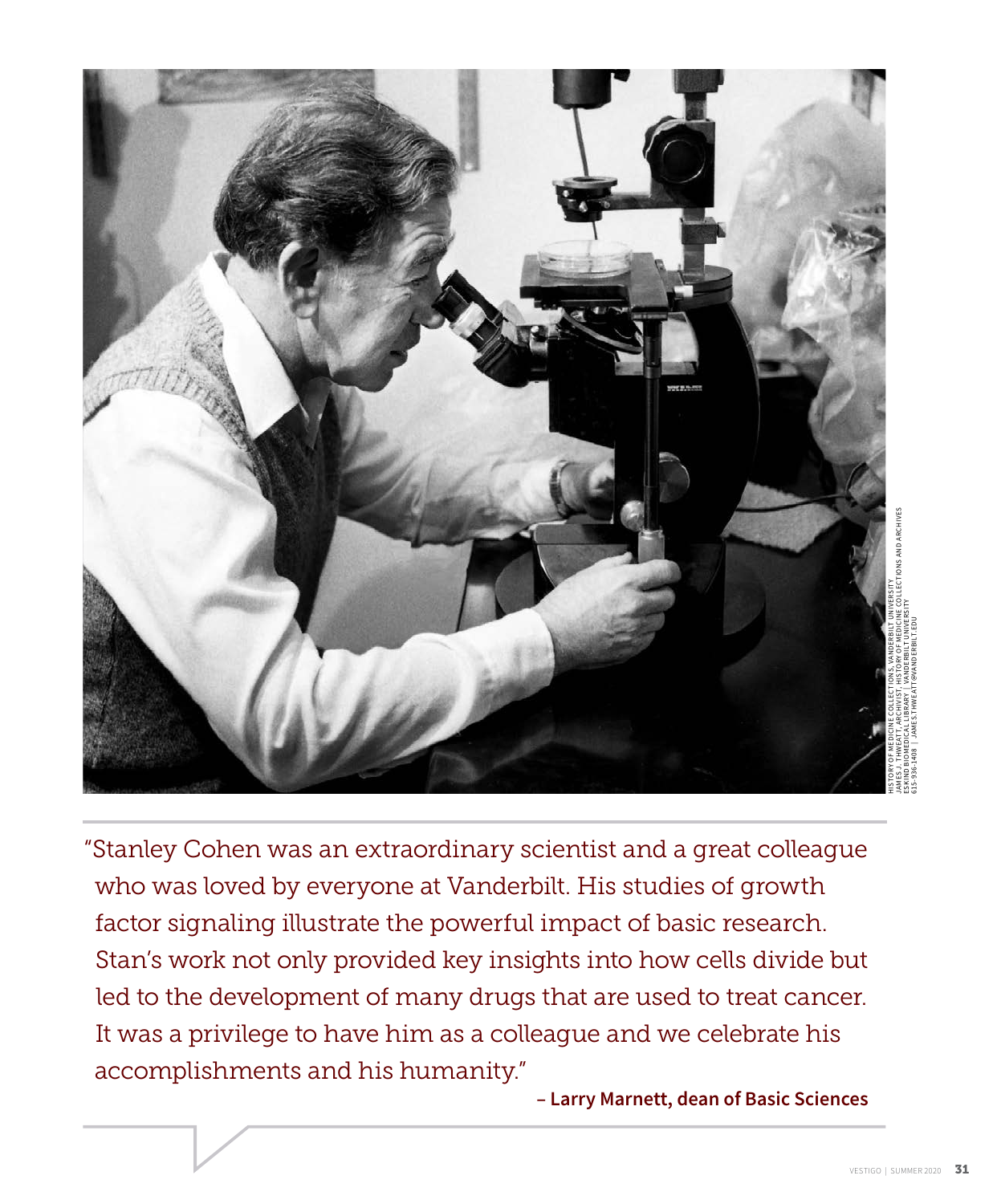HISTORY OF MEDICINE COLLECTIONS, VANDERBILT UNIVERSITY
JAMES J. THWEATT, ARCHIVIST, HISTORY OF MEDICINE COLLECTIONS AND ARCHIVES
ESKIND BIOMEDICAL LIBRARY | VANDERBILT UNIVERSITY
615-936-1408 | JAMES.THWEATT@VANDERBILT.EDU

"Stanley Cohen was an extraordinary scientist and a great colleague who was loved by everyone at Vanderbilt. His studies of growth factor signaling illustrate the powerful impact of basic research. Stan's work not only provided key insights into how cells divide but led to the development of many drugs that are used to treat cancer. It was a privilege to have him as a colleague and we celebrate his accomplishments and his humanity."

**– Larry Marnett, dean of Basic Sciences**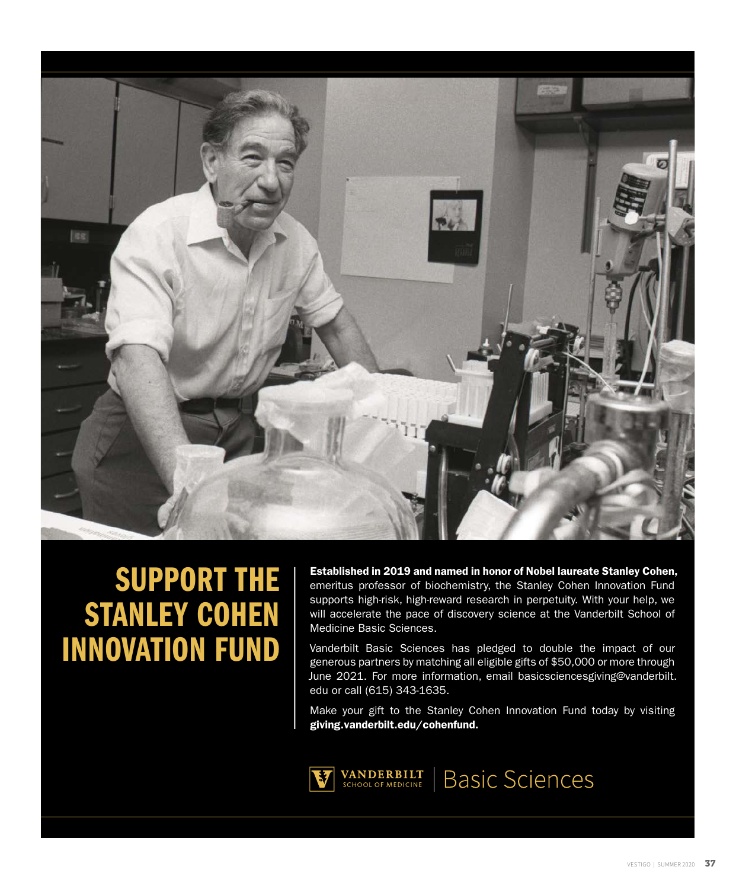# SUPPORT THE STANLEY COHEN INNOVATION FUND

**Established in 2019 and named in honor of Nobel laureate Stanley Cohen,** emeritus professor of biochemistry, the Stanley Cohen Innovation Fund supports high-risk, high-reward research in perpetuity. With your help, we will accelerate the pace of discovery science at the Vanderbilt School of Medicine Basic Sciences.

Vanderbilt Basic Sciences has pledged to double the impact of our generous partners by matching all eligible gifts of $50,000 or more through June 2021. For more information, email basicsciencesgiving@vanderbilt.edu or call (615) 343-1635.

Make your gift to the Stanley Cohen Innovation Fund today by visiting **giving.vanderbilt.edu/cohenfund.**

VANDERBILT SCHOOL OF MEDICINE | Basic Sciences